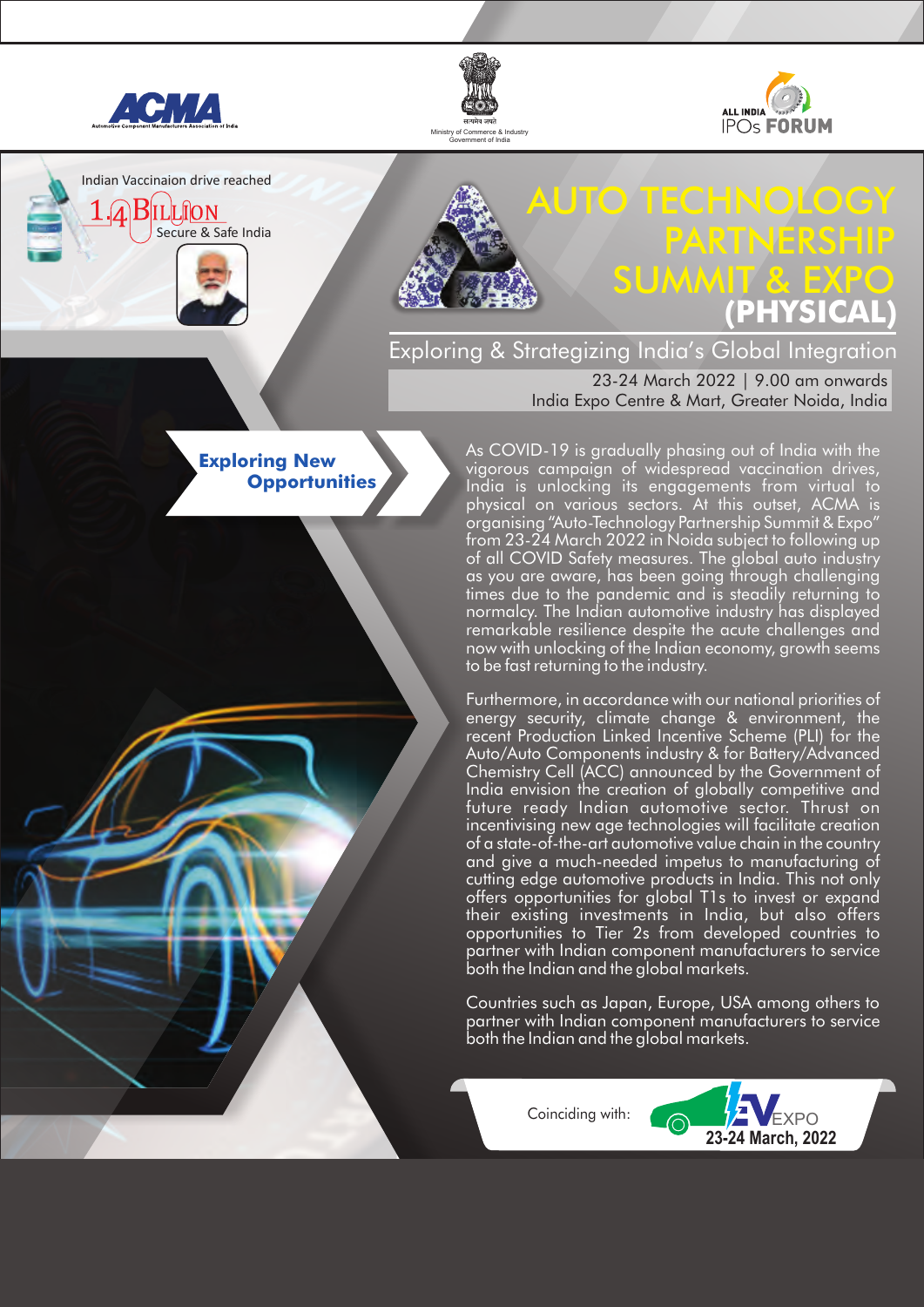ACMA
Automotive Component Manufacturers Association of India

सत्यमेव जयते
Ministry of Commerce & Industry
Government of India

ALL INDIA IPOs FORUM

Indian Vaccinaion drive reached
1.4 BILLION
Secure & Safe India

# AUTO TECHNOLOGY PARTNERSHIP SUMMIT & EXPO (PHYSICAL)

## Exploring & Strategizing India's Global Integration

23-24 March 2022 | 9.00 am onwards
India Expo Centre & Mart, Greater Noida, India

**Exploring New Opportunities**

As COVID-19 is gradually phasing out of India with the vigorous campaign of widespread vaccination drives, India is unlocking its engagements from virtual to physical on various sectors. At this outset, ACMA is organising "Auto-Technology Partnership Summit & Expo" from 23-24 March 2022 in Noida subject to following up of all COVID Safety measures. The global auto industry as you are aware, has been going through challenging times due to the pandemic and is steadily returning to normalcy. The Indian automotive industry has displayed remarkable resilience despite the acute challenges and now with unlocking of the Indian economy, growth seems to be fast returning to the industry.

Furthermore, in accordance with our national priorities of energy security, climate change & environment, the recent Production Linked Incentive Scheme (PLI) for the Auto/Auto Components industry & for Battery/Advanced Chemistry Cell (ACC) announced by the Government of India envision the creation of globally competitive and future ready Indian automotive sector. Thrust on incentivising new age technologies will facilitate creation of a state-of-the-art automotive value chain in the country and give a much-needed impetus to manufacturing of cutting edge automotive products in India. This not only offers opportunities for global T1s to invest or expand their existing investments in India, but also offers opportunities to Tier 2s from developed countries to partner with Indian component manufacturers to service both the Indian and the global markets.

Countries such as Japan, Europe, USA among others to partner with Indian component manufacturers to service both the Indian and the global markets.

Coinciding with: EV EXPO 23-24 March, 2022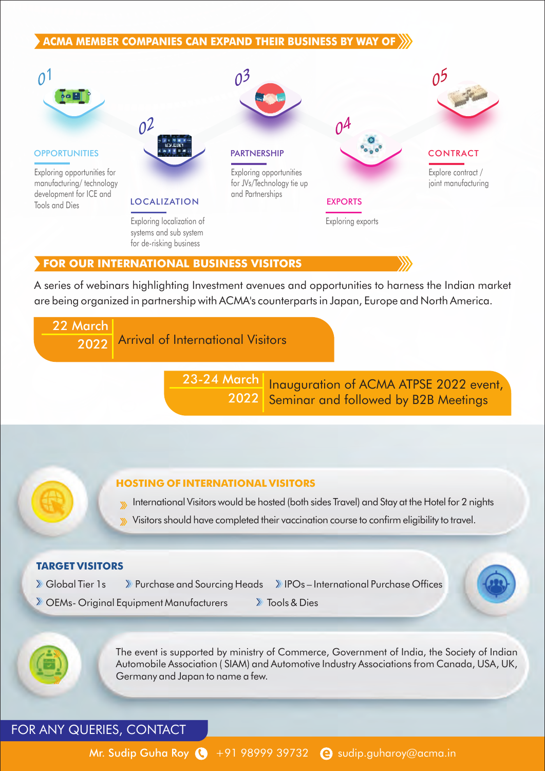## ACMA MEMBER COMPANIES CAN EXPAND THEIR BUSINESS BY WAY OF

### 01 OPPORTUNITIES

Exploring opportunities for manufacturing/ technology development for ICE and Tools and Dies

### 02 LOCALIZATION

Exploring localization of systems and sub system for de-risking business

### 03 PARTNERSHIP

Exploring opportunities for JVs/Technology tie up and Partnerships

### 04 EXPORTS

Exploring exports

### 05 CONTRACT

Explore contract / joint manufacturing

## FOR OUR INTERNATIONAL BUSINESS VISITORS

A series of webinars highlighting Investment avenues and opportunities to harness the Indian market are being organized in partnership with ACMA's counterparts in Japan, Europe and North America.

| Date | Event |
| --- | --- |
| 22 March 2022 | Arrival of International Visitors |
| 23-24 March 2022 | Inauguration of ACMA ATPSE 2022 event, Seminar and followed by B2B Meetings |

### HOSTING OF INTERNATIONAL VISITORS

- International Visitors would be hosted (both sides Travel) and Stay at the Hotel for 2 nights
- Visitors should have completed their vaccination course to confirm eligibility to travel.

### TARGET VISITORS

- Global Tier 1s
- Purchase and Sourcing Heads
- IPOs – International Purchase Offices
- OEMs- Original Equipment Manufacturers
- Tools & Dies

The event is supported by ministry of Commerce, Government of India, the Society of Indian Automobile Association ( SIAM) and Automotive Industry Associations from Canada, USA, UK, Germany and Japan to name a few.

## FOR ANY QUERIES, CONTACT

Mr. Sudip Guha Roy +91 98999 39732 sudip.guharoy@acma.in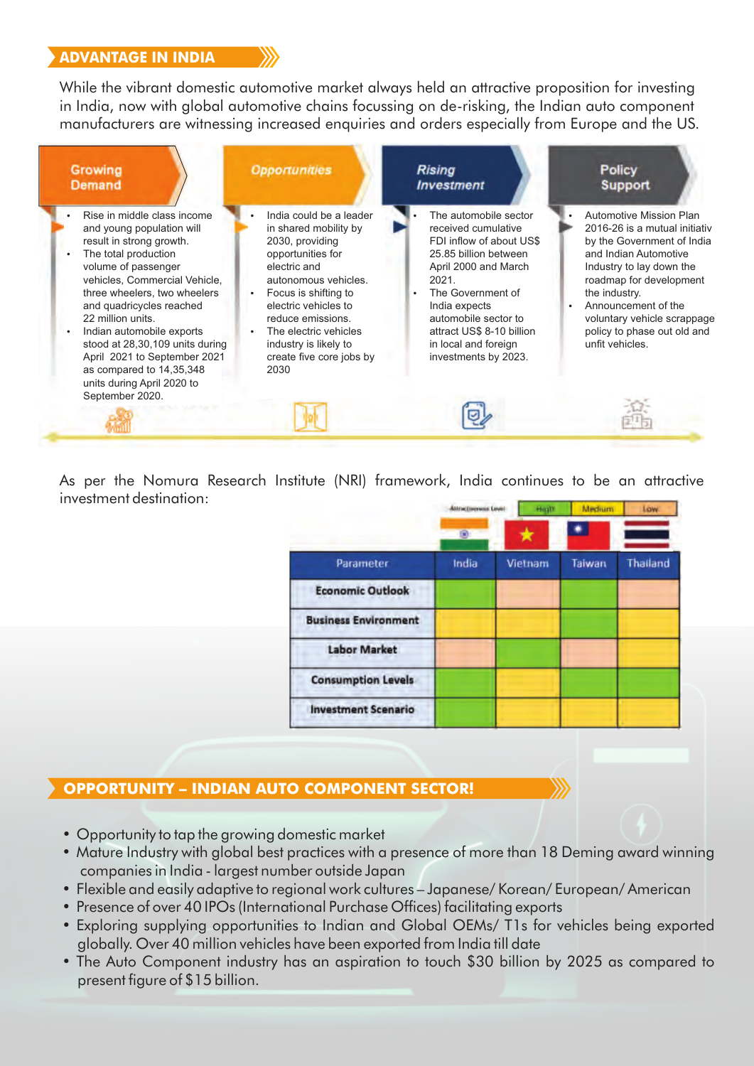## ADVANTAGE IN INDIA

While the vibrant domestic automotive market always held an attractive proposition for investing in India, now with global automotive chains focussing on de-risking, the Indian auto component manufacturers are witnessing increased enquiries and orders especially from Europe and the US.

### Growing Demand

- Rise in middle class income and young population will result in strong growth.
- The total production volume of passenger vehicles, Commercial Vehicle, three wheelers, two wheelers and quadricycles reached 22 million units.
- Indian automobile exports stood at 28,30,109 units during April 2021 to September 2021 as compared to 14,35,348 units during April 2020 to September 2020.

### Opportunities

- India could be a leader in shared mobility by 2030, providing opportunities for electric and autonomous vehicles.
- Focus is shifting to electric vehicles to reduce emissions.
- The electric vehicles industry is likely to create five core jobs by 2030

### Rising Investment

- The automobile sector received cumulative FDI inflow of about US$ 25.85 billion between April 2000 and March 2021.
- The Government of India expects automobile sector to attract US$ 8-10 billion in local and foreign investments by 2023.

### Policy Support

- Automotive Mission Plan 2016-26 is a mutual initiativ by the Government of India and Indian Automotive Industry to lay down the roadmap for development the industry.
- Announcement of the voluntary vehicle scrappage policy to phase out old and unfit vehicles.

As per the Nomura Research Institute (NRI) framework, India continues to be an attractive investment destination:

Attractiveness Level: High (green) | Medium (yellow) | Low (peach)

| Parameter | India | Vietnam | Taiwan | Thailand |
|---|---|---|---|---|
| Economic Outlook | High | Low | High | Low |
| Business Environment | Medium | Medium | High | Medium |
| Labor Market | Low | High | Low | Medium |
| Consumption Levels | High | Medium | High | High |
| Investment Scenario | High | Medium | Medium | Medium |

## OPPORTUNITY – INDIAN AUTO COMPONENT SECTOR!

- Opportunity to tap the growing domestic market
- Mature Industry with global best practices with a presence of more than 18 Deming award winning companies in India - largest number outside Japan
- Flexible and easily adaptive to regional work cultures – Japanese/ Korean/ European/ American
- Presence of over 40 IPOs (International Purchase Offices) facilitating exports
- Exploring supplying opportunities to Indian and Global OEMs/ T1s for vehicles being exported globally. Over 40 million vehicles have been exported from India till date
- The Auto Component industry has an aspiration to touch $30 billion by 2025 as compared to present figure of $15 billion.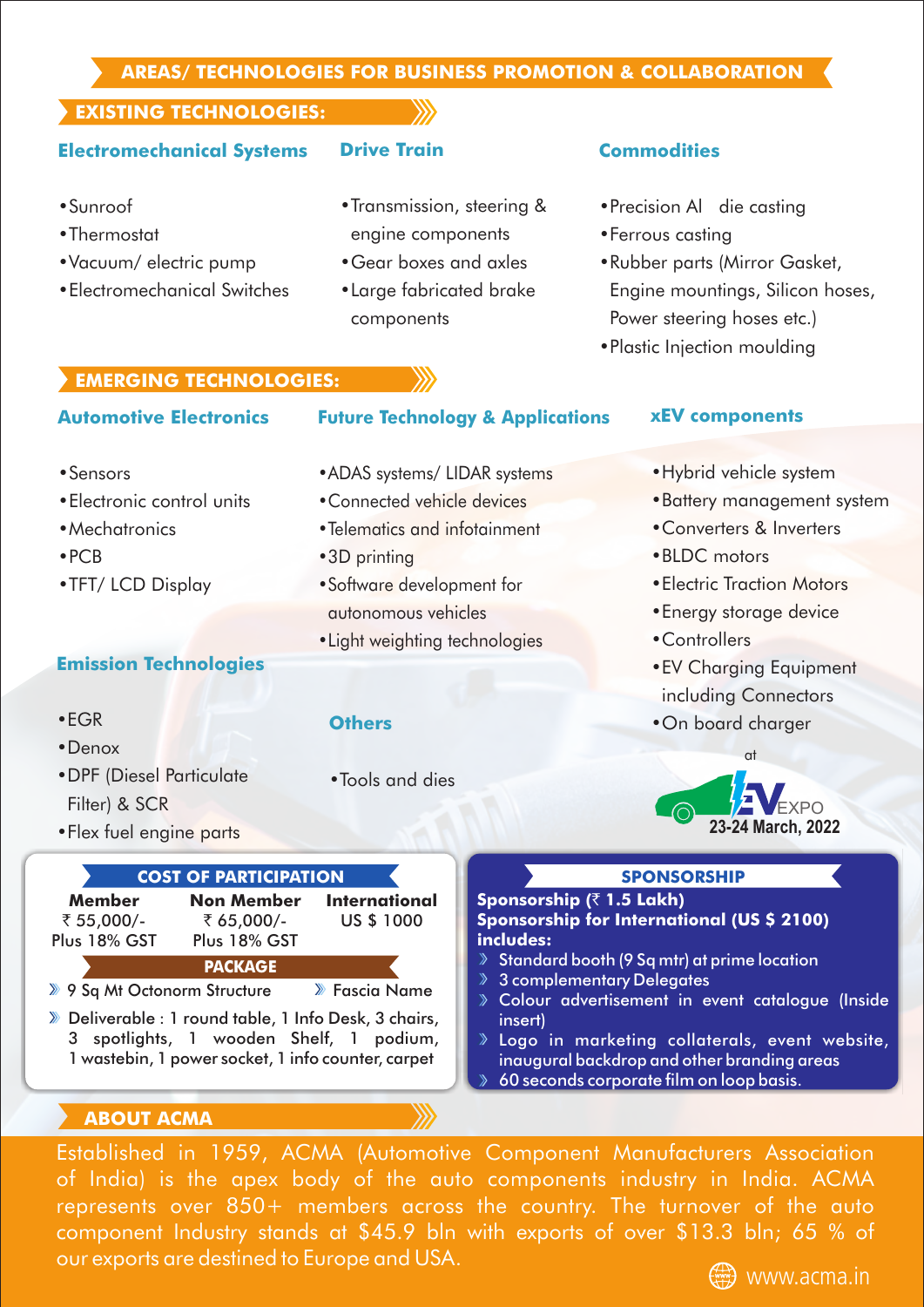# AREAS/ TECHNOLOGIES FOR BUSINESS PROMOTION & COLLABORATION

## EXISTING TECHNOLOGIES:

### Electromechanical Systems

- Sunroof
- Thermostat
- Vacuum/ electric pump
- Electromechanical Switches

### Drive Train

- Transmission, steering & engine components
- Gear boxes and axles
- Large fabricated brake components

### Commodities

- Precision Al die casting
- Ferrous casting
- Rubber parts (Mirror Gasket, Engine mountings, Silicon hoses, Power steering hoses etc.)
- Plastic Injection moulding

## EMERGING TECHNOLOGIES:

### Automotive Electronics

- Sensors
- Electronic control units
- Mechatronics
- PCB
- TFT/ LCD Display

### Emission Technologies

- EGR
- Denox
- DPF (Diesel Particulate Filter) & SCR
- Flex fuel engine parts

### Future Technology & Applications

- ADAS systems/ LIDAR systems
- Connected vehicle devices
- Telematics and infotainment
- 3D printing
- Software development for autonomous vehicles
- Light weighting technologies

### Others

- Tools and dies

### xEV components

- Hybrid vehicle system
- Battery management system
- Converters & Inverters
- BLDC motors
- Electric Traction Motors
- Energy storage device
- Controllers
- EV Charging Equipment including Connectors
- On board charger

at EV EXPO 23-24 March, 2022

## COST OF PARTICIPATION

| Member | Non Member | International |
|---|---|---|
| ₹ 55,000/- Plus 18% GST | ₹ 65,000/- Plus 18% GST | US $ 1000 |

### PACKAGE

- 9 Sq Mt Octonorm Structure
- Fascia Name
- Deliverable : 1 round table, 1 Info Desk, 3 chairs, 3 spotlights, 1 wooden Shelf, 1 podium, 1 wastebin, 1 power socket, 1 info counter, carpet

## SPONSORSHIP

**Sponsorship (₹ 1.5 Lakh)**
**Sponsorship for International (US $ 2100)**
**includes:**

- Standard booth (9 Sq mtr) at prime location
- 3 complementary Delegates
- Colour advertisement in event catalogue (Inside insert)
- Logo in marketing collaterals, event website, inaugural backdrop and other branding areas
- 60 seconds corporate film on loop basis.

## ABOUT ACMA

Established in 1959, ACMA (Automotive Component Manufacturers Association of India) is the apex body of the auto components industry in India. ACMA represents over 850+ members across the country. The turnover of the auto component Industry stands at $45.9 bln with exports of over $13.3 bln; 65 % of our exports are destined to Europe and USA.

www.acma.in